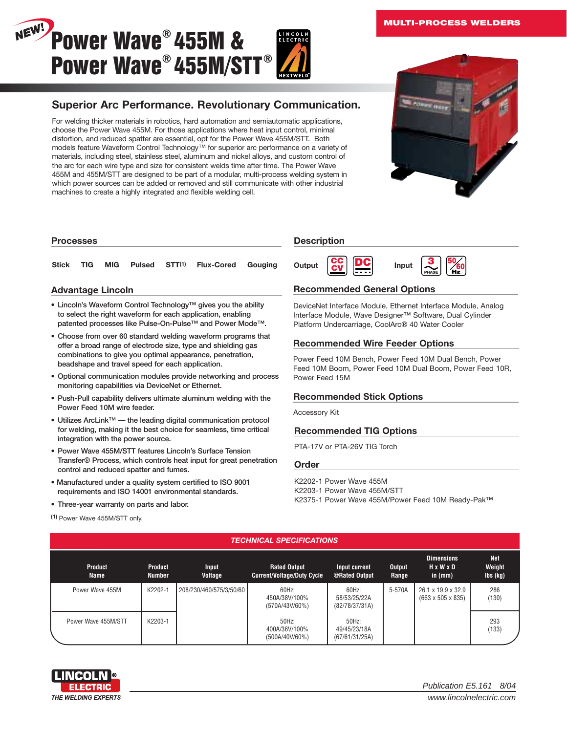MULTI-PROCESS WELDERS

NEW!

# Power Wave® 455M & Power Wave® 455M/STT®

## Superior Arc Performance. Revolutionary Communication.

For welding thicker materials in robotics, hard automation and semiautomatic applications, choose the Power Wave 455M. For those applications where heat input control, minimal distortion, and reduced spatter are essential, opt for the Power Wave 455M/STT. Both models feature Waveform Control Technology™ for superior arc performance on a variety of materials, including steel, stainless steel, aluminum and nickel alloys, and custom control of the arc for each wire type and size for consistent welds time after time. The Power Wave 455M and 455M/STT are designed to be part of a modular, multi-process welding system in which power sources can be added or removed and still communicate with other industrial machines to create a highly integrated and flexible welding cell.

## Processes

Stick TIG MIG Pulsed STT(1) Flux-Cored Gouging

## Advantage Lincoln

- Lincoln's Waveform Control Technology™ gives you the ability to select the right waveform for each application, enabling patented processes like Pulse-On-Pulse™ and Power Mode™.
- Choose from over 60 standard welding waveform programs that offer a broad range of electrode size, type and shielding gas combinations to give you optimal appearance, penetration, beadshape and travel speed for each application.
- Optional communication modules provide networking and process monitoring capabilities via DeviceNet or Ethernet.
- Push-Pull capability delivers ultimate aluminum welding with the Power Feed 10M wire feeder.
- Utilizes ArcLink™ — the leading digital communication protocol for welding, making it the best choice for seamless, time critical integration with the power source.
- Power Wave 455M/STT features Lincoln's Surface Tension Transfer® Process, which controls heat input for great penetration control and reduced spatter and fumes.
- Manufactured under a quality system certified to ISO 9001 requirements and ISO 14001 environmental standards.
- Three-year warranty on parts and labor.

(1) Power Wave 455M/STT only.

## Description

Output: CC/CV, DC  Input: 3 Phase, 50/60 Hz

## Recommended General Options

DeviceNet Interface Module, Ethernet Interface Module, Analog Interface Module, Wave Designer™ Software, Dual Cylinder Platform Undercarriage, CoolArc® 40 Water Cooler

## Recommended Wire Feeder Options

Power Feed 10M Bench, Power Feed 10M Dual Bench, Power Feed 10M Boom, Power Feed 10M Dual Boom, Power Feed 10R, Power Feed 15M

## Recommended Stick Options

Accessory Kit

## Recommended TIG Options

PTA-17V or PTA-26V TIG Torch

## Order

K2202-1 Power Wave 455M
K2203-1 Power Wave 455M/STT
K2375-1 Power Wave 455M/Power Feed 10M Ready-Pak™

## TECHNICAL SPECIFICATIONS

| Product Name | Product Number | Input Voltage | Rated Output Current/Voltage/Duty Cycle | Input current @Rated Output | Output Range | Dimensions H x W x D in (mm) | Net Weight lbs (kg) |
|---|---|---|---|---|---|---|---|
| Power Wave 455M | K2202-1 | 208/230/460/575/3/50/60 | 60Hz: 450A/38V/100% (570A/43V/60%) | 60Hz: 58/53/25/22A (82/78/37/31A) | 5-570A | 26.1 x 19.9 x 32.9 (663 x 505 x 835) | 286 (130) |
| Power Wave 455M/STT | K2203-1 | | 50Hz: 400A/36V/100% (500A/40V/60%) | 50Hz: 49/45/23/18A (67/61/31/25A) | | | 293 (133) |

LINCOLN ELECTRIC — THE WELDING EXPERTS

Publication E5.161 8/04
www.lincolnelectric.com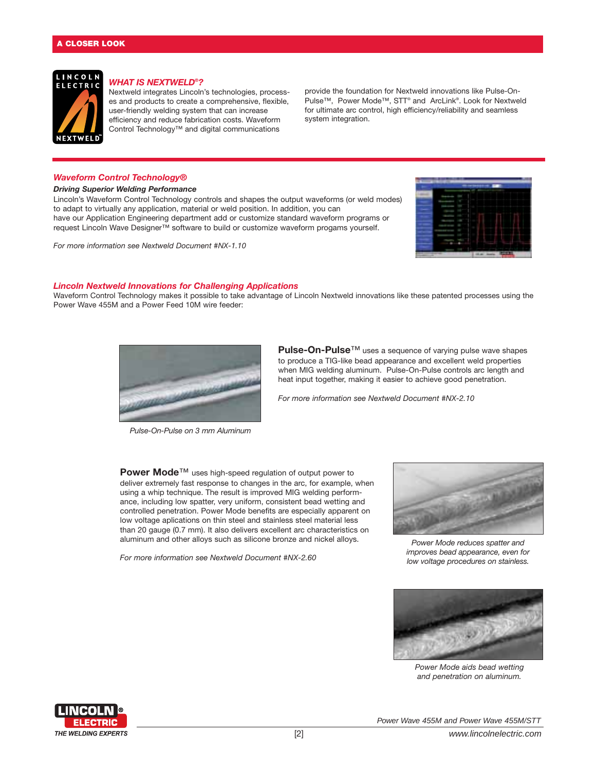## A CLOSER LOOK

### WHAT IS NEXTWELD®?

Nextweld integrates Lincoln's technologies, processes and products to create a comprehensive, flexible, user-friendly welding system that can increase efficiency and reduce fabrication costs. Waveform Control Technology™ and digital communications provide the foundation for Nextweld innovations like Pulse-On-Pulse™, Power Mode™, STT® and ArcLink®. Look for Nextweld for ultimate arc control, high efficiency/reliability and seamless system integration.

### *Waveform Control Technology®*

***Driving Superior Welding Performance***

Lincoln's Waveform Control Technology controls and shapes the output waveforms (or weld modes) to adapt to virtually any application, material or weld position. In addition, you can have our Application Engineering department add or customize standard waveform programs or request Lincoln Wave Designer™ software to build or customize waveform progams yourself.

*For more information see Nextweld Document #NX-1.10*

### *Lincoln Nextweld Innovations for Challenging Applications*

Waveform Control Technology makes it possible to take advantage of Lincoln Nextweld innovations like these patented processes using the Power Wave 455M and a Power Feed 10M wire feeder:

*Pulse-On-Pulse on 3 mm Aluminum*

**Pulse-On-Pulse**™ uses a sequence of varying pulse wave shapes to produce a TIG-like bead appearance and excellent weld properties when MIG welding aluminum. Pulse-On-Pulse controls arc length and heat input together, making it easier to achieve good penetration.

*For more information see Nextweld Document #NX-2.10*

**Power Mode**™ uses high-speed regulation of output power to deliver extremely fast response to changes in the arc, for example, when using a whip technique. The result is improved MIG welding performance, including low spatter, very uniform, consistent bead wetting and controlled penetration. Power Mode benefits are especially apparent on low voltage aplications on thin steel and stainless steel material less than 20 gauge (0.7 mm). It also delivers excellent arc characteristics on aluminum and other alloys such as silicone bronze and nickel alloys.

*For more information see Nextweld Document #NX-2.60*

*Power Mode reduces spatter and improves bead appearance, even for low voltage procedures on stainless.*

*Power Mode aids bead wetting and penetration on aluminum.*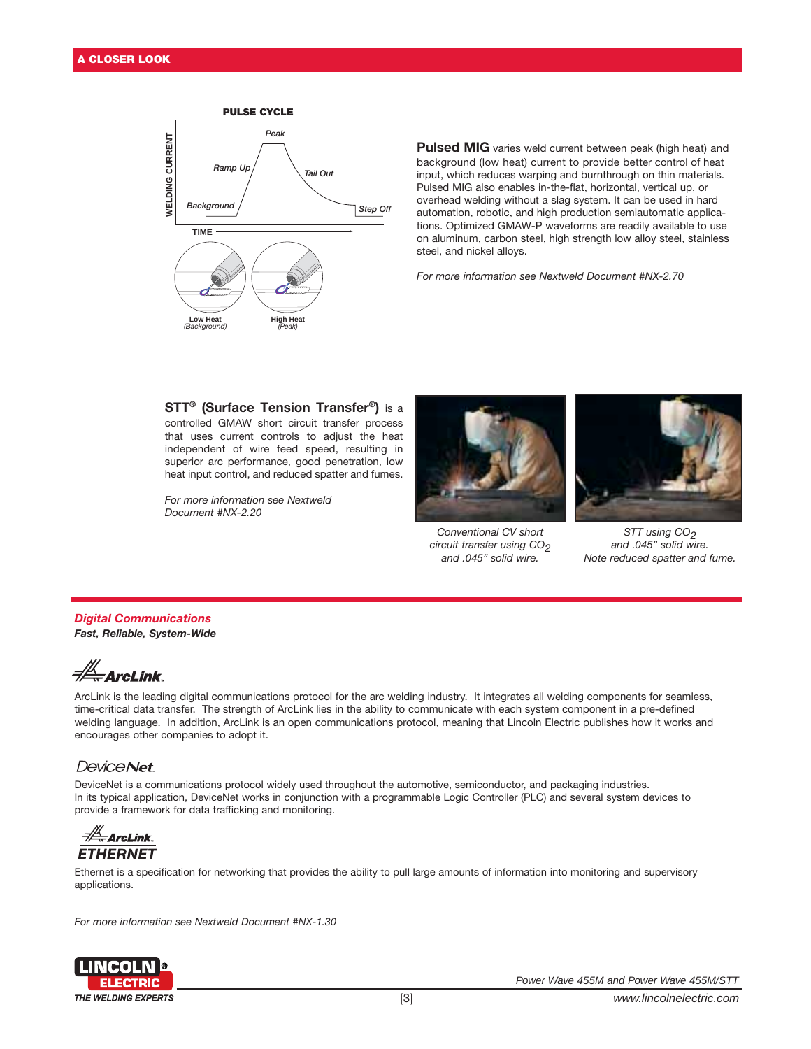## A CLOSER LOOK

**PULSE CYCLE**

Peak

Ramp Up

Tail Out

Background

Step Off

WELDING CURRENT

TIME

Low Heat
*(Background)*

High Heat
*(Peak)*

**Pulsed MIG** varies weld current between peak (high heat) and background (low heat) current to provide better control of heat input, which reduces warping and burnthrough on thin materials. Pulsed MIG also enables in-the-flat, horizontal, vertical up, or overhead welding without a slag system. It can be used in hard automation, robotic, and high production semiautomatic applications. Optimized GMAW-P waveforms are readily available to use on aluminum, carbon steel, high strength low alloy steel, stainless steel, and nickel alloys.

*For more information see Nextweld Document #NX-2.70*

**STT® (Surface Tension Transfer®)** is a controlled GMAW short circuit transfer process that uses current controls to adjust the heat independent of wire feed speed, resulting in superior arc performance, good penetration, low heat input control, and reduced spatter and fumes.

*For more information see Nextweld Document #NX-2.20*

*Conventional CV short circuit transfer using $CO_2$ and .045" solid wire.*

*STT using $CO_2$ and .045" solid wire. Note reduced spatter and fume.*

## *Digital Communications*

***Fast, Reliable, System-Wide***

### ArcLink.

ArcLink is the leading digital communications protocol for the arc welding industry. It integrates all welding components for seamless, time-critical data transfer. The strength of ArcLink lies in the ability to communicate with each system component in a pre-defined welding language. In addition, ArcLink is an open communications protocol, meaning that Lincoln Electric publishes how it works and encourages other companies to adopt it.

### DeviceNet.

DeviceNet is a communications protocol widely used throughout the automotive, semiconductor, and packaging industries. In its typical application, DeviceNet works in conjunction with a programmable Logic Controller (PLC) and several system devices to provide a framework for data trafficking and monitoring.

### ArcLink. ETHERNET

Ethernet is a specification for networking that provides the ability to pull large amounts of information into monitoring and supervisory applications.

*For more information see Nextweld Document #NX-1.30*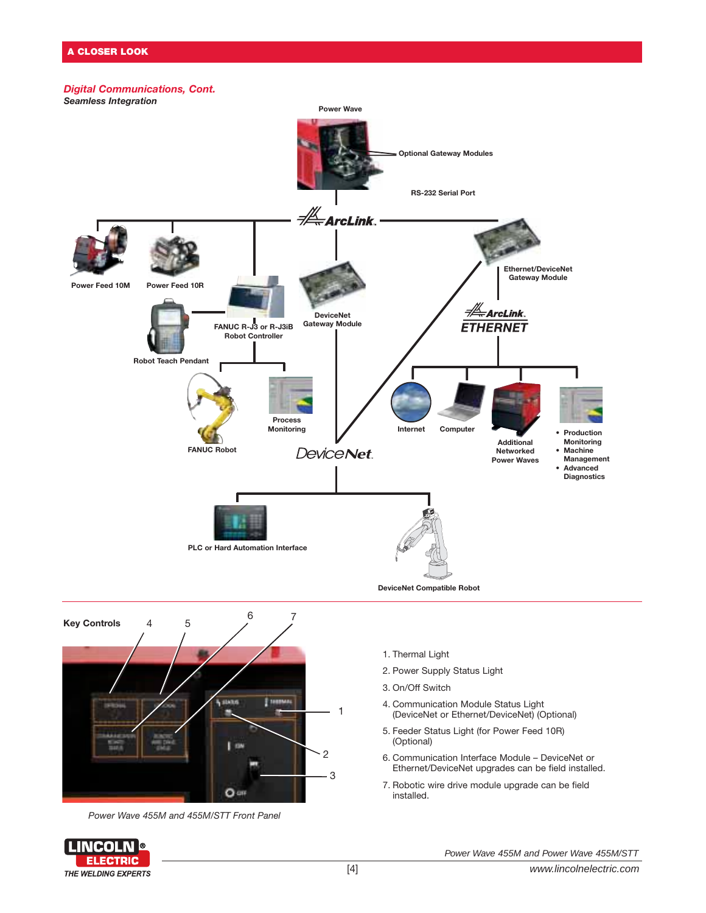## A CLOSER LOOK

### *Digital Communications, Cont.*

***Seamless Integration***

Power Wave

Optional Gateway Modules

RS-232 Serial Port

ArcLink.

Power Feed 10M

Power Feed 10R

FANUC R-J3 or R-J3iB Robot Controller

Robot Teach Pendant

DeviceNet Gateway Module

Ethernet/DeviceNet Gateway Module

ArcLink. ETHERNET

FANUC Robot

Process Monitoring

DeviceNet.

Internet

Computer

Additional Networked Power Waves

- Production Monitoring
- Machine Management
- Advanced Diagnostics

PLC or Hard Automation Interface

DeviceNet Compatible Robot

**Key Controls**

1. Thermal Light
2. Power Supply Status Light
3. On/Off Switch
4. Communication Module Status Light (DeviceNet or Ethernet/DeviceNet) (Optional)
5. Feeder Status Light (for Power Feed 10R) (Optional)
6. Communication Interface Module – DeviceNet or Ethernet/DeviceNet upgrades can be field installed.
7. Robotic wire drive module upgrade can be field installed.

*Power Wave 455M and 455M/STT Front Panel*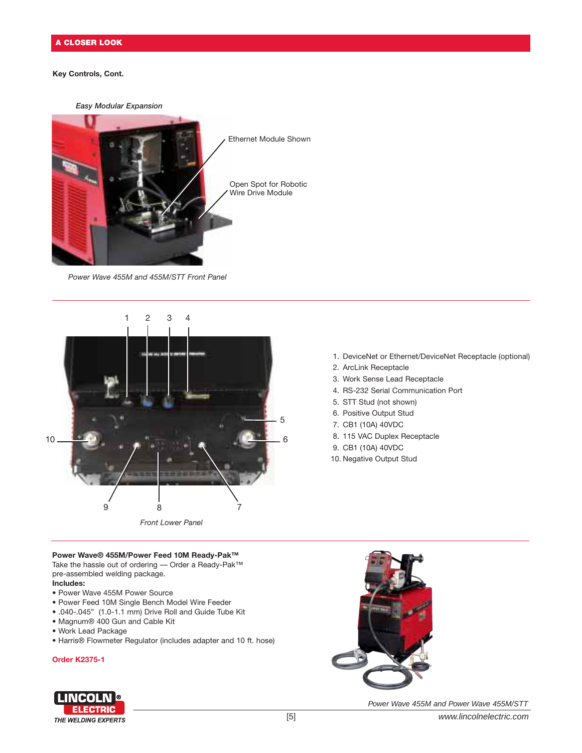## A CLOSER LOOK

**Key Controls, Cont.**

*Easy Modular Expansion*

Ethernet Module Shown

Open Spot for Robotic Wire Drive Module

*Power Wave 455M and 455M/STT Front Panel*

*Front Lower Panel*

1. DeviceNet or Ethernet/DeviceNet Receptacle (optional)
2. ArcLink Receptacle
3. Work Sense Lead Receptacle
4. RS-232 Serial Communication Port
5. STT Stud (not shown)
6. Positive Output Stud
7. CB1 (10A) 40VDC
8. 115 VAC Duplex Receptacle
9. CB1 (10A) 40VDC
10. Negative Output Stud

**Power Wave® 455M/Power Feed 10M Ready-Pak™**
Take the hassle out of ordering — Order a Ready-Pak™ pre-assembled welding package.
**Includes:**

- Power Wave 455M Power Source
- Power Feed 10M Single Bench Model Wire Feeder
- .040-.045" (1.0-1.1 mm) Drive Roll and Guide Tube Kit
- Magnum® 400 Gun and Cable Kit
- Work Lead Package
- Harris® Flowmeter Regulator (includes adapter and 10 ft. hose)

**Order K2375-1**

*Power Wave 455M and Power Wave 455M/STT*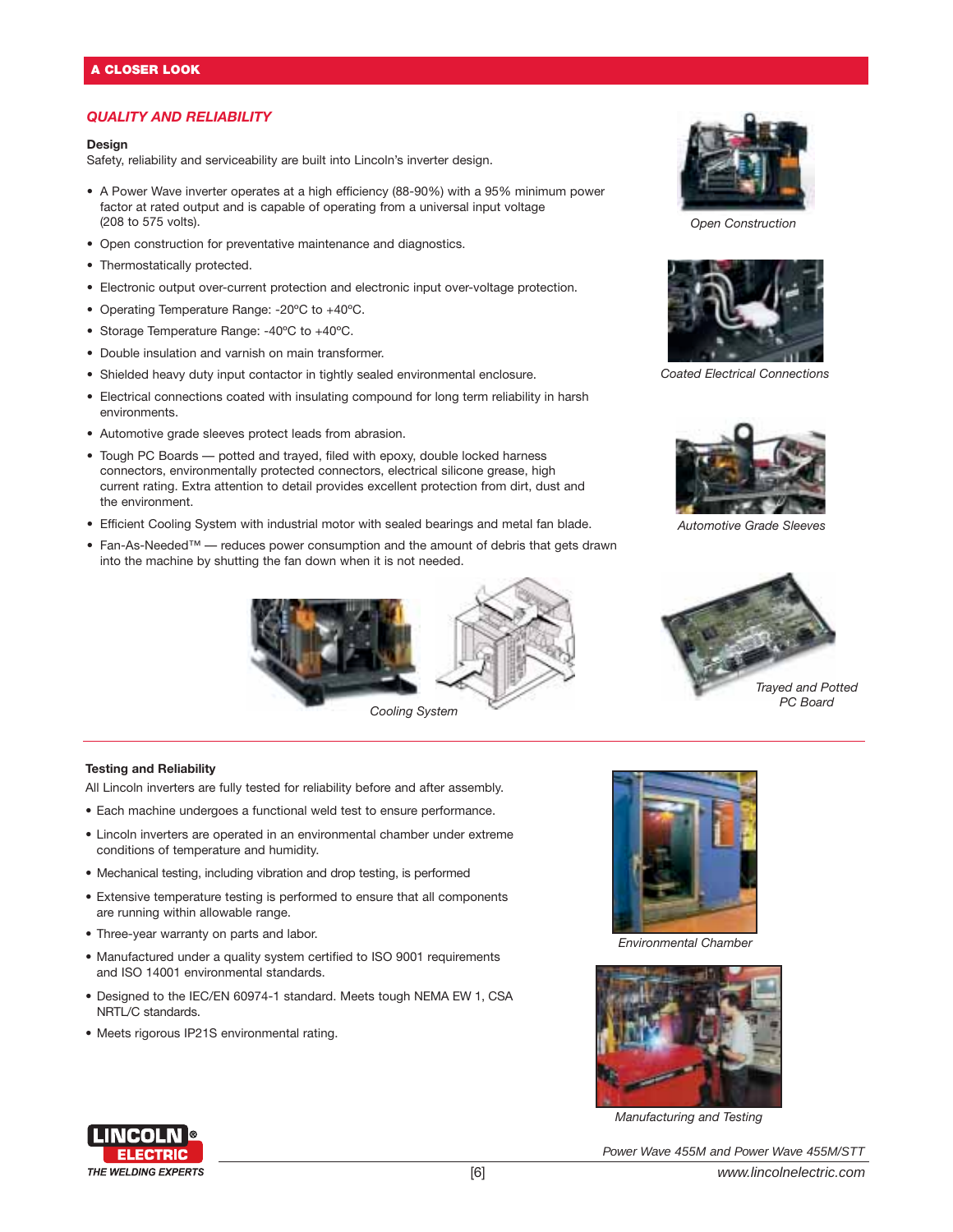## A CLOSER LOOK

### *QUALITY AND RELIABILITY*

**Design**

Safety, reliability and serviceability are built into Lincoln's inverter design.

- A Power Wave inverter operates at a high efficiency (88-90%) with a 95% minimum power factor at rated output and is capable of operating from a universal input voltage (208 to 575 volts).
- Open construction for preventative maintenance and diagnostics.
- Thermostatically protected.
- Electronic output over-current protection and electronic input over-voltage protection.
- Operating Temperature Range: -20ºC to +40ºC.
- Storage Temperature Range: -40ºC to +40ºC.
- Double insulation and varnish on main transformer.
- Shielded heavy duty input contactor in tightly sealed environmental enclosure.
- Electrical connections coated with insulating compound for long term reliability in harsh environments.
- Automotive grade sleeves protect leads from abrasion.
- Tough PC Boards — potted and trayed, filed with epoxy, double locked harness connectors, environmentally protected connectors, electrical silicone grease, high current rating. Extra attention to detail provides excellent protection from dirt, dust and the environment.
- Efficient Cooling System with industrial motor with sealed bearings and metal fan blade.
- Fan-As-Needed™ — reduces power consumption and the amount of debris that gets drawn into the machine by shutting the fan down when it is not needed.

*Open Construction*

*Coated Electrical Connections*

*Automotive Grade Sleeves*

*Cooling System*

*Trayed and Potted PC Board*

**Testing and Reliability**

All Lincoln inverters are fully tested for reliability before and after assembly.

- Each machine undergoes a functional weld test to ensure performance.
- Lincoln inverters are operated in an environmental chamber under extreme conditions of temperature and humidity.
- Mechanical testing, including vibration and drop testing, is performed
- Extensive temperature testing is performed to ensure that all components are running within allowable range.
- Three-year warranty on parts and labor.
- Manufactured under a quality system certified to ISO 9001 requirements and ISO 14001 environmental standards.
- Designed to the IEC/EN 60974-1 standard. Meets tough NEMA EW 1, CSA NRTL/C standards.
- Meets rigorous IP21S environmental rating.

*Environmental Chamber*

*Manufacturing and Testing*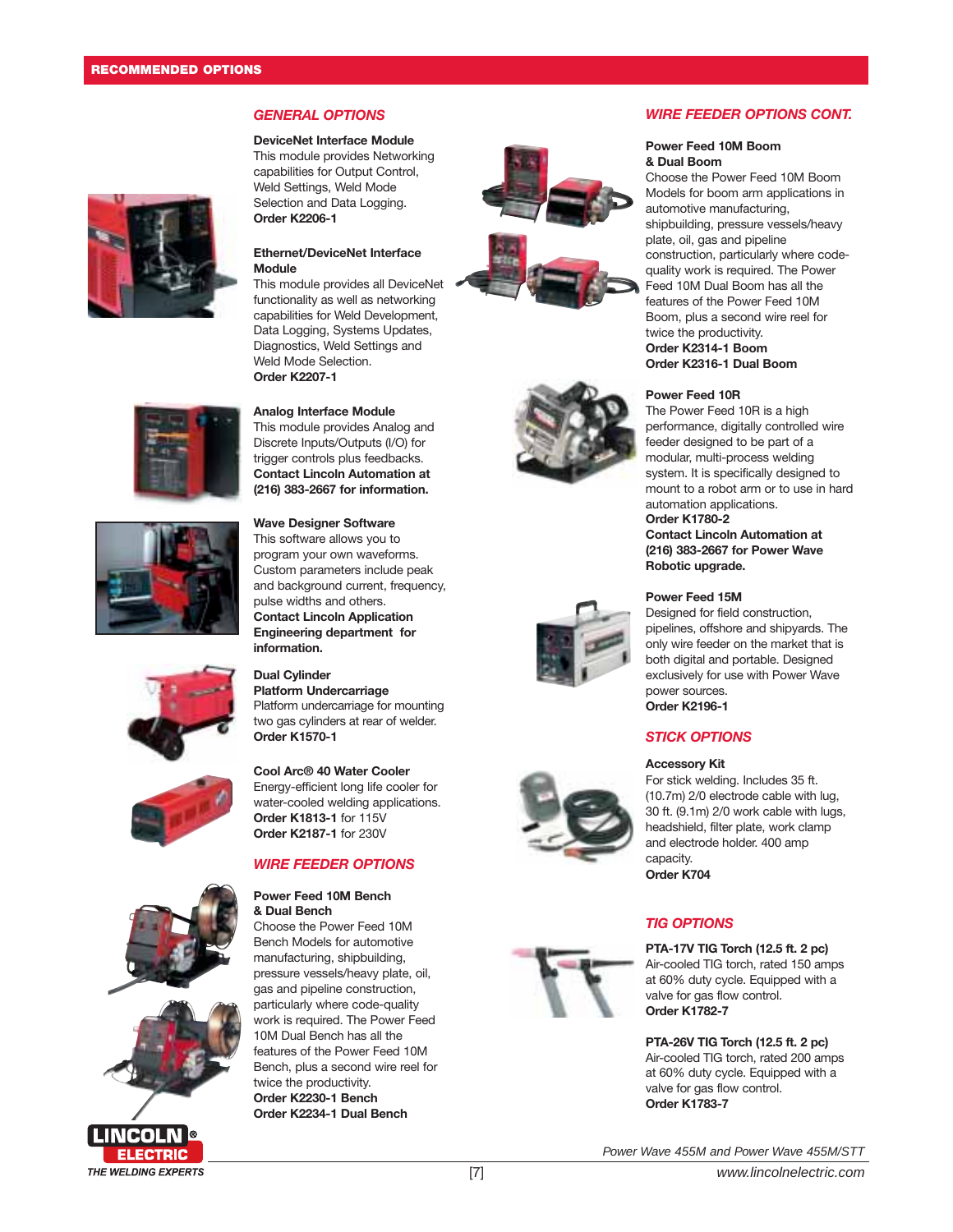## RECOMMENDED OPTIONS

### GENERAL OPTIONS

**DeviceNet Interface Module**
This module provides Networking capabilities for Output Control, Weld Settings, Weld Mode Selection and Data Logging.
**Order K2206-1**

**Ethernet/DeviceNet Interface Module**
This module provides all DeviceNet functionality as well as networking capabilities for Weld Development, Data Logging, Systems Updates, Diagnostics, Weld Settings and Weld Mode Selection.
**Order K2207-1**

**Analog Interface Module**
This module provides Analog and Discrete Inputs/Outputs (I/O) for trigger controls plus feedbacks.
**Contact Lincoln Automation at (216) 383-2667 for information.**

**Wave Designer Software**
This software allows you to program your own waveforms. Custom parameters include peak and background current, frequency, pulse widths and others.
**Contact Lincoln Application Engineering department for information.**

**Dual Cylinder Platform Undercarriage**
Platform undercarriage for mounting two gas cylinders at rear of welder.
**Order K1570-1**

**Cool Arc® 40 Water Cooler**
Energy-efficient long life cooler for water-cooled welding applications.
**Order K1813-1** for 115V
**Order K2187-1** for 230V

### WIRE FEEDER OPTIONS

**Power Feed 10M Bench & Dual Bench**
Choose the Power Feed 10M Bench Models for automotive manufacturing, shipbuilding, pressure vessels/heavy plate, oil, gas and pipeline construction, particularly where code-quality work is required. The Power Feed 10M Dual Bench has all the features of the Power Feed 10M Bench, plus a second wire reel for twice the productivity.
**Order K2230-1 Bench**
**Order K2234-1 Dual Bench**

### WIRE FEEDER OPTIONS CONT.

**Power Feed 10M Boom & Dual Boom**
Choose the Power Feed 10M Boom Models for boom arm applications in automotive manufacturing, shipbuilding, pressure vessels/heavy plate, oil, gas and pipeline construction, particularly where code-quality work is required. The Power Feed 10M Dual Boom has all the features of the Power Feed 10M Boom, plus a second wire reel for twice the productivity.
**Order K2314-1 Boom**
**Order K2316-1 Dual Boom**

**Power Feed 10R**
The Power Feed 10R is a high performance, digitally controlled wire feeder designed to be part of a modular, multi-process welding system. It is specifically designed to mount to a robot arm or to use in hard automation applications.
**Order K1780-2**
**Contact Lincoln Automation at (216) 383-2667 for Power Wave Robotic upgrade.**

**Power Feed 15M**
Designed for field construction, pipelines, offshore and shipyards. The only wire feeder on the market that is both digital and portable. Designed exclusively for use with Power Wave power sources.
**Order K2196-1**

### STICK OPTIONS

**Accessory Kit**
For stick welding. Includes 35 ft. (10.7m) 2/0 electrode cable with lug, 30 ft. (9.1m) 2/0 work cable with lugs, headshield, filter plate, work clamp and electrode holder. 400 amp capacity.
**Order K704**

### TIG OPTIONS

**PTA-17V TIG Torch (12.5 ft. 2 pc)**
Air-cooled TIG torch, rated 150 amps at 60% duty cycle. Equipped with a valve for gas flow control.
**Order K1782-7**

**PTA-26V TIG Torch (12.5 ft. 2 pc)**
Air-cooled TIG torch, rated 200 amps at 60% duty cycle. Equipped with a valve for gas flow control.
**Order K1783-7**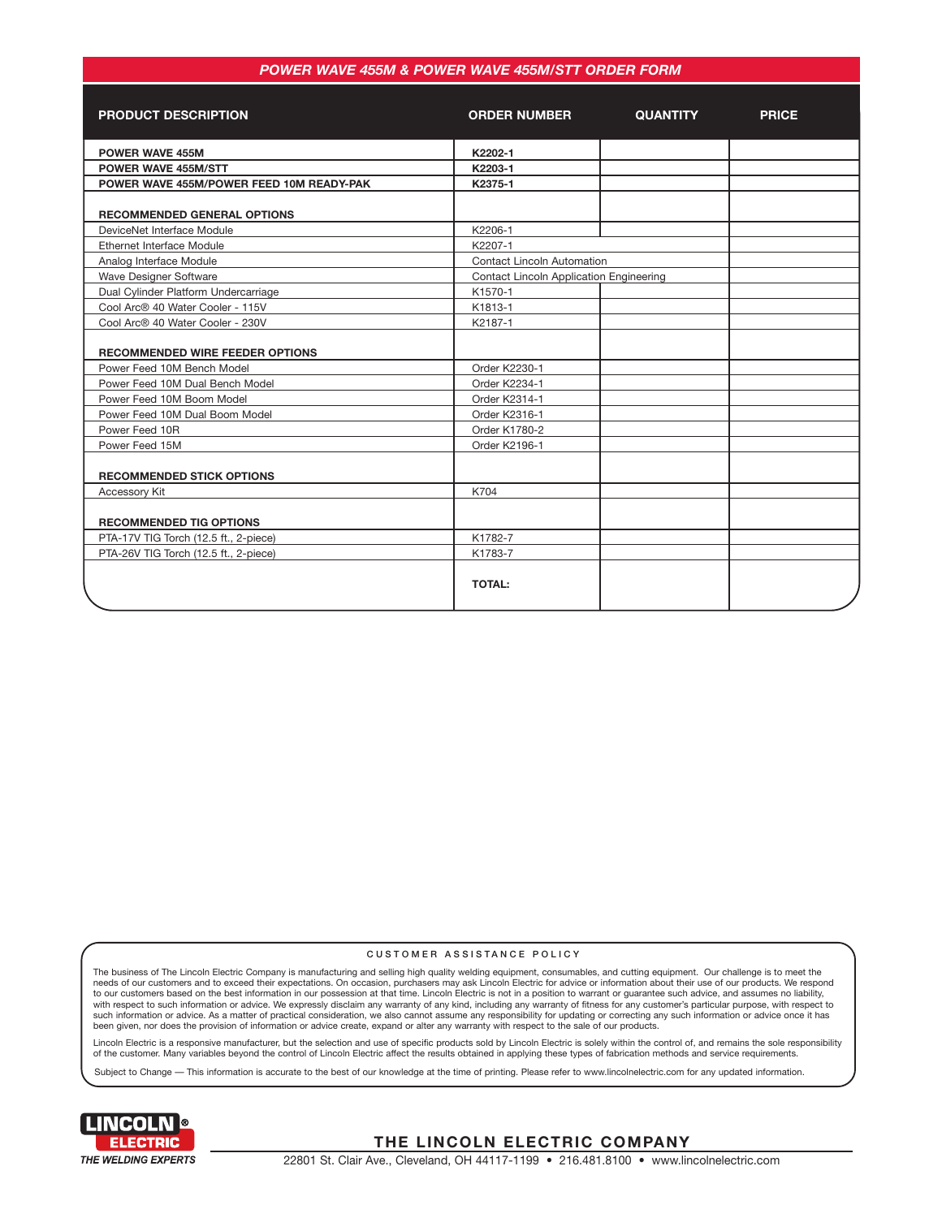## POWER WAVE 455M & POWER WAVE 455M/STT ORDER FORM

| PRODUCT DESCRIPTION | ORDER NUMBER | QUANTITY | PRICE |
|---|---|---|---|
| **POWER WAVE 455M** | **K2202-1** | | |
| **POWER WAVE 455M/STT** | **K2203-1** | | |
| **POWER WAVE 455M/POWER FEED 10M READY-PAK** | **K2375-1** | | |
| **RECOMMENDED GENERAL OPTIONS** | | | |
| DeviceNet Interface Module | K2206-1 | | |
| Ethernet Interface Module | K2207-1 | | |
| Analog Interface Module | Contact Lincoln Automation | | |
| Wave Designer Software | Contact Lincoln Application Engineering | | |
| Dual Cylinder Platform Undercarriage | K1570-1 | | |
| Cool Arc® 40 Water Cooler - 115V | K1813-1 | | |
| Cool Arc® 40 Water Cooler - 230V | K2187-1 | | |
| **RECOMMENDED WIRE FEEDER OPTIONS** | | | |
| Power Feed 10M Bench Model | Order K2230-1 | | |
| Power Feed 10M Dual Bench Model | Order K2234-1 | | |
| Power Feed 10M Boom Model | Order K2314-1 | | |
| Power Feed 10M Dual Boom Model | Order K2316-1 | | |
| Power Feed 10R | Order K1780-2 | | |
| Power Feed 15M | Order K2196-1 | | |
| **RECOMMENDED STICK OPTIONS** | | | |
| Accessory Kit | K704 | | |
| **RECOMMENDED TIG OPTIONS** | | | |
| PTA-17V TIG Torch (12.5 ft., 2-piece) | K1782-7 | | |
| PTA-26V TIG Torch (12.5 ft., 2-piece) | K1783-7 | | |
| | **TOTAL:** | | |

### CUSTOMER ASSISTANCE POLICY

The business of The Lincoln Electric Company is manufacturing and selling high quality welding equipment, consumables, and cutting equipment. Our challenge is to meet the needs of our customers and to exceed their expectations. On occasion, purchasers may ask Lincoln Electric for advice or information about their use of our products. We respond to our customers based on the best information in our possession at that time. Lincoln Electric is not in a position to warrant or guarantee such advice, and assumes no liability, with respect to such information or advice. We expressly disclaim any warranty of any kind, including any warranty of fitness for any customer's particular purpose, with respect to such information or advice. As a matter of practical consideration, we also cannot assume any responsibility for updating or correcting any such information or advice once it has been given, nor does the provision of information or advice create, expand or alter any warranty with respect to the sale of our products.

Lincoln Electric is a responsive manufacturer, but the selection and use of specific products sold by Lincoln Electric is solely within the control of, and remains the sole responsibility of the customer. Many variables beyond the control of Lincoln Electric affect the results obtained in applying these types of fabrication methods and service requirements.

Subject to Change — This information is accurate to the best of our knowledge at the time of printing. Please refer to www.lincolnelectric.com for any updated information.

LINCOLN® ELECTRIC
*THE WELDING EXPERTS*

**THE LINCOLN ELECTRIC COMPANY**

22801 St. Clair Ave., Cleveland, OH 44117-1199 • 216.481.8100 • www.lincolnelectric.com